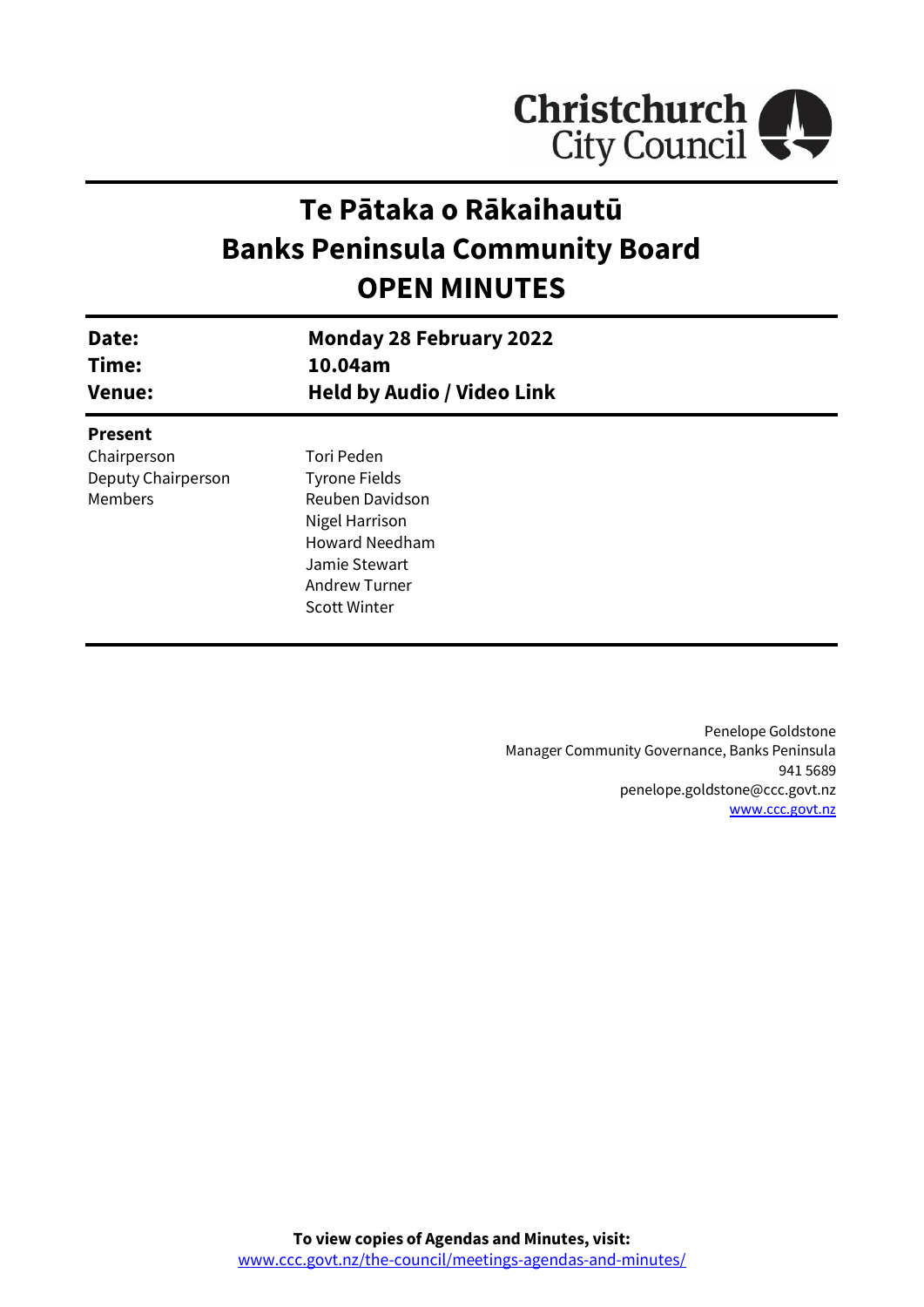Christchurch City Council

# Te Pātaka o Rākaihautū
# Banks Peninsula Community Board
# OPEN MINUTES

| | |
|---|---|
| **Date:** | **Monday 28 February 2022** |
| **Time:** | **10.04am** |
| **Venue:** | **Held by Audio / Video Link** |

**Present**

| | |
|---|---|
| Chairperson | Tori Peden |
| Deputy Chairperson | Tyrone Fields |
| Members | Reuben Davidson |
| | Nigel Harrison |
| | Howard Needham |
| | Jamie Stewart |
| | Andrew Turner |
| | Scott Winter |

Penelope Goldstone
Manager Community Governance, Banks Peninsula
941 5689
penelope.goldstone@ccc.govt.nz
www.ccc.govt.nz

**To view copies of Agendas and Minutes, visit:**
www.ccc.govt.nz/the-council/meetings-agendas-and-minutes/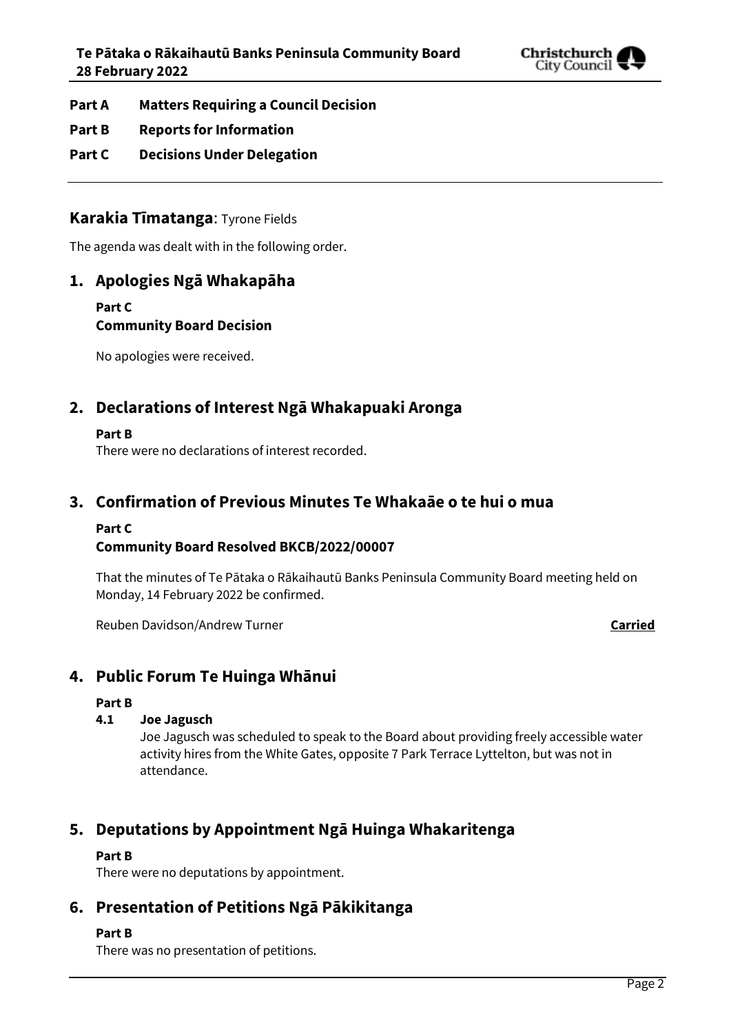**Part A Matters Requiring a Council Decision**

**Part B Reports for Information**

**Part C Decisions Under Delegation**

---

## Karakia Tīmatanga: Tyrone Fields

The agenda was dealt with in the following order.

## 1. Apologies Ngā Whakapāha

**Part C**
**Community Board Decision**

No apologies were received.

## 2. Declarations of Interest Ngā Whakapuaki Aronga

**Part B**
There were no declarations of interest recorded.

## 3. Confirmation of Previous Minutes Te Whakaāe o te hui o mua

**Part C**
**Community Board Resolved BKCB/2022/00007**

That the minutes of Te Pātaka o Rākaihautū Banks Peninsula Community Board meeting held on Monday, 14 February 2022 be confirmed.

Reuben Davidson/Andrew Turner **Carried**

## 4. Public Forum Te Huinga Whānui

**Part B**

**4.1 Joe Jagusch**
Joe Jagusch was scheduled to speak to the Board about providing freely accessible water activity hires from the White Gates, opposite 7 Park Terrace Lyttelton, but was not in attendance.

## 5. Deputations by Appointment Ngā Huinga Whakaritenga

**Part B**
There were no deputations by appointment.

## 6. Presentation of Petitions Ngā Pākikitanga

**Part B**
There was no presentation of petitions.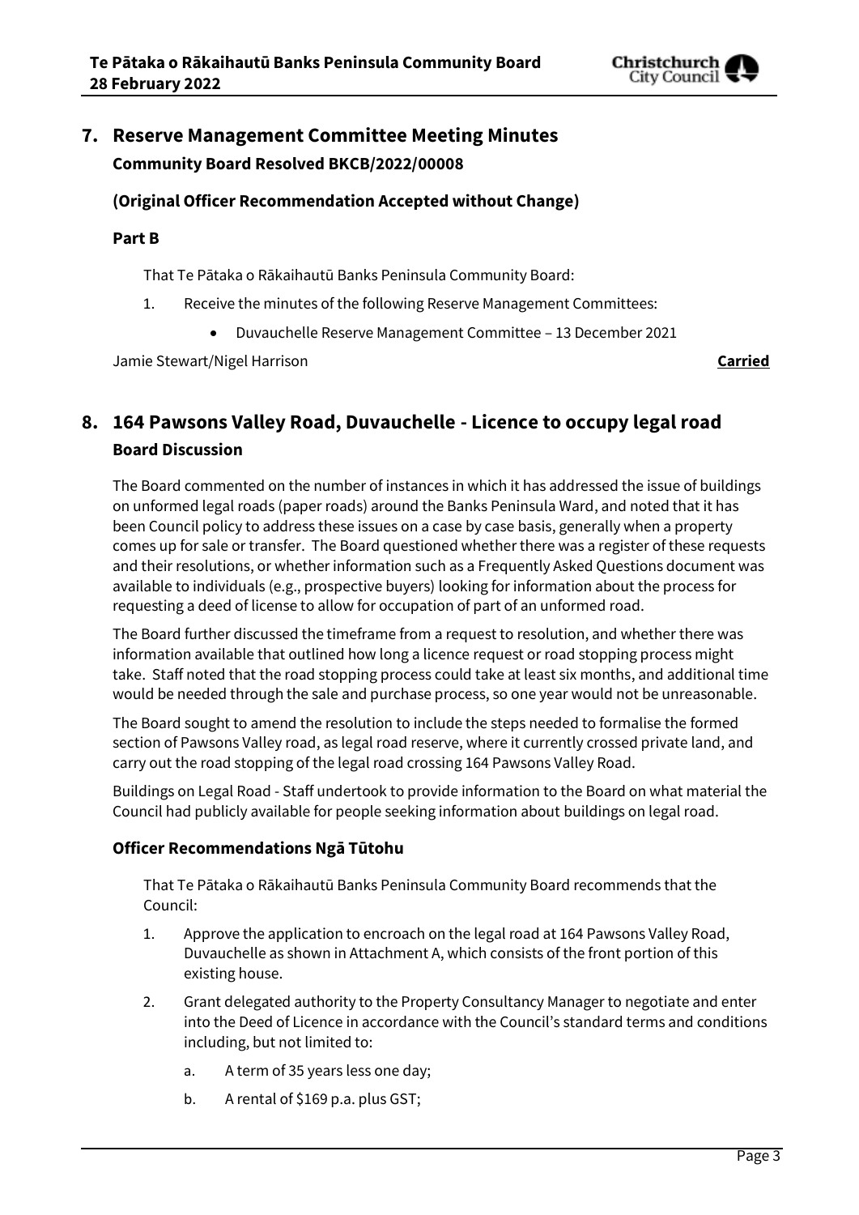## 7. Reserve Management Committee Meeting Minutes

**Community Board Resolved BKCB/2022/00008**

**(Original Officer Recommendation Accepted without Change)**

**Part B**

That Te Pātaka o Rākaihautū Banks Peninsula Community Board:

1. Receive the minutes of the following Reserve Management Committees:
    - Duvauchelle Reserve Management Committee – 13 December 2021

Jamie Stewart/Nigel Harrison **Carried**

## 8. 164 Pawsons Valley Road, Duvauchelle - Licence to occupy legal road

**Board Discussion**

The Board commented on the number of instances in which it has addressed the issue of buildings on unformed legal roads (paper roads) around the Banks Peninsula Ward, and noted that it has been Council policy to address these issues on a case by case basis, generally when a property comes up for sale or transfer. The Board questioned whether there was a register of these requests and their resolutions, or whether information such as a Frequently Asked Questions document was available to individuals (e.g., prospective buyers) looking for information about the process for requesting a deed of license to allow for occupation of part of an unformed road.

The Board further discussed the timeframe from a request to resolution, and whether there was information available that outlined how long a licence request or road stopping process might take. Staff noted that the road stopping process could take at least six months, and additional time would be needed through the sale and purchase process, so one year would not be unreasonable.

The Board sought to amend the resolution to include the steps needed to formalise the formed section of Pawsons Valley road, as legal road reserve, where it currently crossed private land, and carry out the road stopping of the legal road crossing 164 Pawsons Valley Road.

Buildings on Legal Road - Staff undertook to provide information to the Board on what material the Council had publicly available for people seeking information about buildings on legal road.

**Officer Recommendations Ngā Tūtohu**

That Te Pātaka o Rākaihautū Banks Peninsula Community Board recommends that the Council:

1. Approve the application to encroach on the legal road at 164 Pawsons Valley Road, Duvauchelle as shown in Attachment A, which consists of the front portion of this existing house.
2. Grant delegated authority to the Property Consultancy Manager to negotiate and enter into the Deed of Licence in accordance with the Council's standard terms and conditions including, but not limited to:
    a. A term of 35 years less one day;
    b. A rental of $169 p.a. plus GST;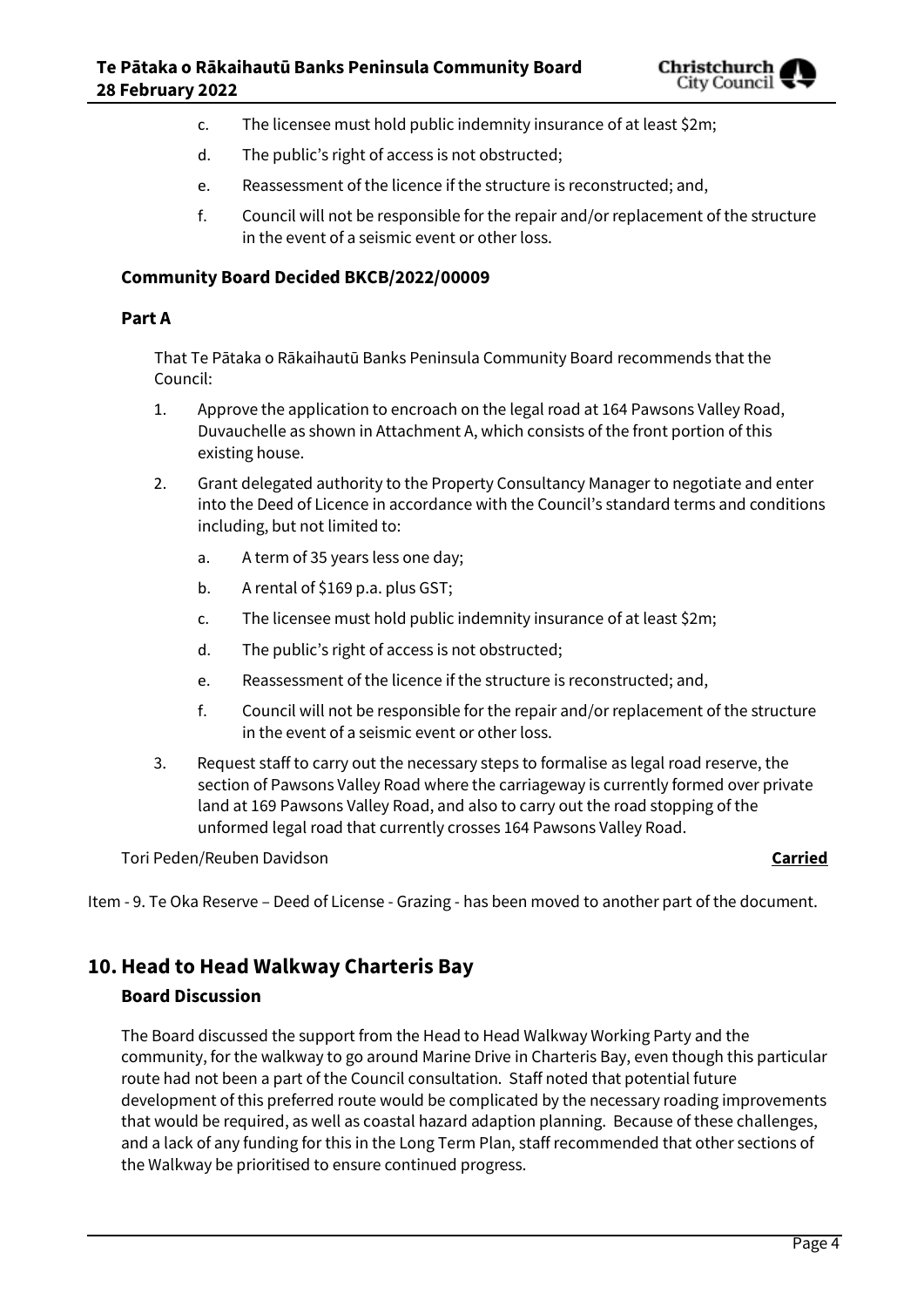c. The licensee must hold public indemnity insurance of at least $2m;

d. The public's right of access is not obstructed;

e. Reassessment of the licence if the structure is reconstructed; and,

f. Council will not be responsible for the repair and/or replacement of the structure in the event of a seismic event or other loss.

### Community Board Decided BKCB/2022/00009

#### Part A

That Te Pātaka o Rākaihautū Banks Peninsula Community Board recommends that the Council:

1. Approve the application to encroach on the legal road at 164 Pawsons Valley Road, Duvauchelle as shown in Attachment A, which consists of the front portion of this existing house.
2. Grant delegated authority to the Property Consultancy Manager to negotiate and enter into the Deed of Licence in accordance with the Council's standard terms and conditions including, but not limited to:
    a. A term of 35 years less one day;
    b. A rental of $169 p.a. plus GST;
    c. The licensee must hold public indemnity insurance of at least $2m;
    d. The public's right of access is not obstructed;
    e. Reassessment of the licence if the structure is reconstructed; and,
    f. Council will not be responsible for the repair and/or replacement of the structure in the event of a seismic event or other loss.
3. Request staff to carry out the necessary steps to formalise as legal road reserve, the section of Pawsons Valley Road where the carriageway is currently formed over private land at 169 Pawsons Valley Road, and also to carry out the road stopping of the unformed legal road that currently crosses 164 Pawsons Valley Road.

Tori Peden/Reuben Davidson **Carried**

Item - 9. Te Oka Reserve – Deed of License - Grazing - has been moved to another part of the document.

## 10. Head to Head Walkway Charteris Bay

### Board Discussion

The Board discussed the support from the Head to Head Walkway Working Party and the community, for the walkway to go around Marine Drive in Charteris Bay, even though this particular route had not been a part of the Council consultation. Staff noted that potential future development of this preferred route would be complicated by the necessary roading improvements that would be required, as well as coastal hazard adaption planning. Because of these challenges, and a lack of any funding for this in the Long Term Plan, staff recommended that other sections of the Walkway be prioritised to ensure continued progress.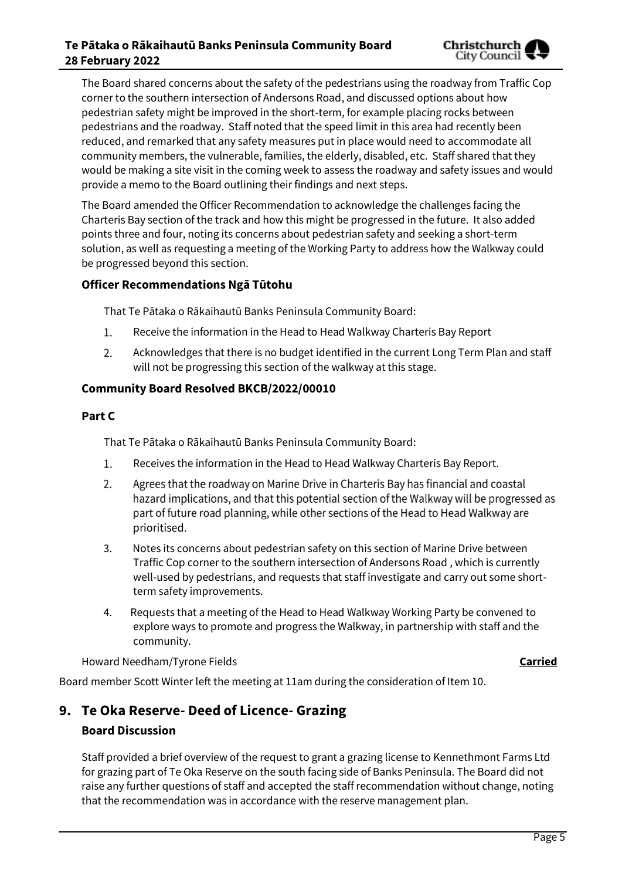The Board shared concerns about the safety of the pedestrians using the roadway from Traffic Cop corner to the southern intersection of Andersons Road, and discussed options about how pedestrian safety might be improved in the short-term, for example placing rocks between pedestrians and the roadway. Staff noted that the speed limit in this area had recently been reduced, and remarked that any safety measures put in place would need to accommodate all community members, the vulnerable, families, the elderly, disabled, etc. Staff shared that they would be making a site visit in the coming week to assess the roadway and safety issues and would provide a memo to the Board outlining their findings and next steps.

The Board amended the Officer Recommendation to acknowledge the challenges facing the Charteris Bay section of the track and how this might be progressed in the future. It also added points three and four, noting its concerns about pedestrian safety and seeking a short-term solution, as well as requesting a meeting of the Working Party to address how the Walkway could be progressed beyond this section.

### Officer Recommendations Ngā Tūtohu

That Te Pātaka o Rākaihautū Banks Peninsula Community Board:

1. Receive the information in the Head to Head Walkway Charteris Bay Report
2. Acknowledges that there is no budget identified in the current Long Term Plan and staff will not be progressing this section of the walkway at this stage.

### Community Board Resolved BKCB/2022/00010

### Part C

That Te Pātaka o Rākaihautū Banks Peninsula Community Board:

1. Receives the information in the Head to Head Walkway Charteris Bay Report.
2. Agrees that the roadway on Marine Drive in Charteris Bay has financial and coastal hazard implications, and that this potential section of the Walkway will be progressed as part of future road planning, while other sections of the Head to Head Walkway are prioritised.
3. Notes its concerns about pedestrian safety on this section of Marine Drive between Traffic Cop corner to the southern intersection of Andersons Road , which is currently well-used by pedestrians, and requests that staff investigate and carry out some short-term safety improvements.
4. Requests that a meeting of the Head to Head Walkway Working Party be convened to explore ways to promote and progress the Walkway, in partnership with staff and the community.

Howard Needham/Tyrone Fields **Carried**

Board member Scott Winter left the meeting at 11am during the consideration of Item 10.

## 9. Te Oka Reserve- Deed of Licence- Grazing

### Board Discussion

Staff provided a brief overview of the request to grant a grazing license to Kennethmont Farms Ltd for grazing part of Te Oka Reserve on the south facing side of Banks Peninsula. The Board did not raise any further questions of staff and accepted the staff recommendation without change, noting that the recommendation was in accordance with the reserve management plan.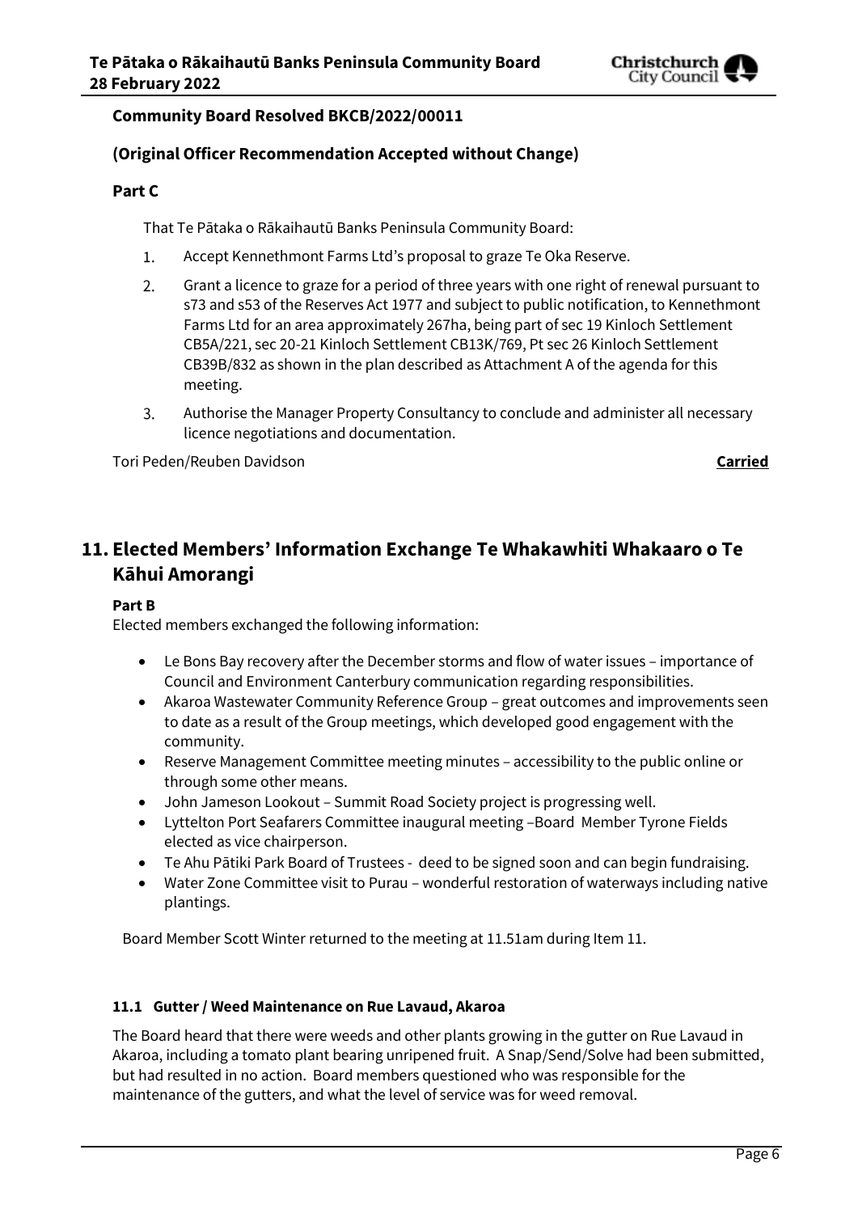**Community Board Resolved BKCB/2022/00011**

**(Original Officer Recommendation Accepted without Change)**

**Part C**

That Te Pātaka o Rākaihautū Banks Peninsula Community Board:

1. Accept Kennethmont Farms Ltd's proposal to graze Te Oka Reserve.
2. Grant a licence to graze for a period of three years with one right of renewal pursuant to s73 and s53 of the Reserves Act 1977 and subject to public notification, to Kennethmont Farms Ltd for an area approximately 267ha, being part of sec 19 Kinloch Settlement CB5A/221, sec 20-21 Kinloch Settlement CB13K/769, Pt sec 26 Kinloch Settlement CB39B/832 as shown in the plan described as Attachment A of the agenda for this meeting.
3. Authorise the Manager Property Consultancy to conclude and administer all necessary licence negotiations and documentation.

Tori Peden/Reuben Davidson **Carried**

## 11. Elected Members' Information Exchange Te Whakawhiti Whakaaro o Te Kāhui Amorangi

**Part B**

Elected members exchanged the following information:

- Le Bons Bay recovery after the December storms and flow of water issues – importance of Council and Environment Canterbury communication regarding responsibilities.
- Akaroa Wastewater Community Reference Group – great outcomes and improvements seen to date as a result of the Group meetings, which developed good engagement with the community.
- Reserve Management Committee meeting minutes – accessibility to the public online or through some other means.
- John Jameson Lookout – Summit Road Society project is progressing well.
- Lyttelton Port Seafarers Committee inaugural meeting –Board Member Tyrone Fields elected as vice chairperson.
- Te Ahu Pātiki Park Board of Trustees - deed to be signed soon and can begin fundraising.
- Water Zone Committee visit to Purau – wonderful restoration of waterways including native plantings.

Board Member Scott Winter returned to the meeting at 11.51am during Item 11.

### 11.1 Gutter / Weed Maintenance on Rue Lavaud, Akaroa

The Board heard that there were weeds and other plants growing in the gutter on Rue Lavaud in Akaroa, including a tomato plant bearing unripened fruit. A Snap/Send/Solve had been submitted, but had resulted in no action. Board members questioned who was responsible for the maintenance of the gutters, and what the level of service was for weed removal.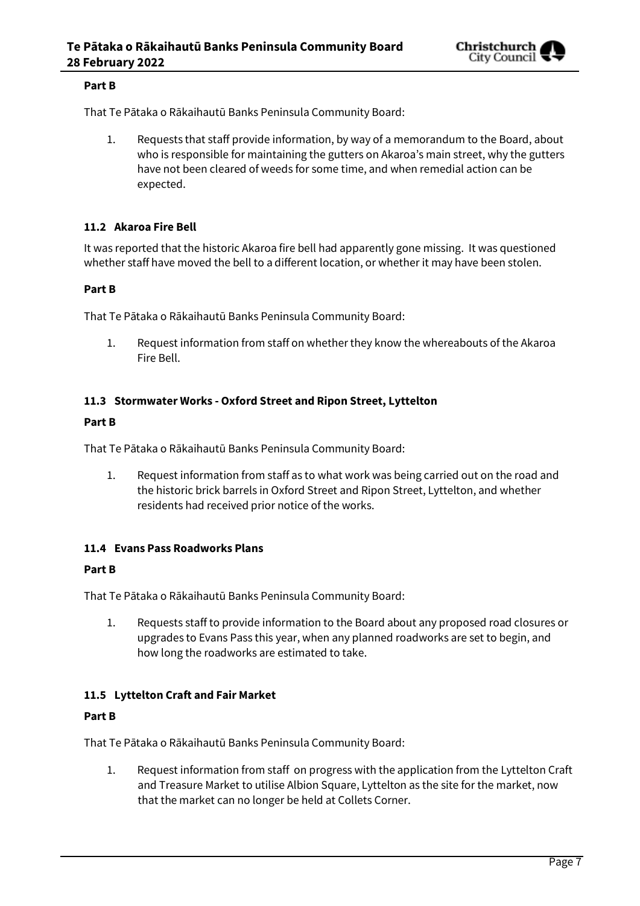**Part B**

That Te Pātaka o Rākaihautū Banks Peninsula Community Board:

1. Requests that staff provide information, by way of a memorandum to the Board, about who is responsible for maintaining the gutters on Akaroa's main street, why the gutters have not been cleared of weeds for some time, and when remedial action can be expected.

### 11.2 Akaroa Fire Bell

It was reported that the historic Akaroa fire bell had apparently gone missing. It was questioned whether staff have moved the bell to a different location, or whether it may have been stolen.

**Part B**

That Te Pātaka o Rākaihautū Banks Peninsula Community Board:

1. Request information from staff on whether they know the whereabouts of the Akaroa Fire Bell.

### 11.3 Stormwater Works - Oxford Street and Ripon Street, Lyttelton

**Part B**

That Te Pātaka o Rākaihautū Banks Peninsula Community Board:

1. Request information from staff as to what work was being carried out on the road and the historic brick barrels in Oxford Street and Ripon Street, Lyttelton, and whether residents had received prior notice of the works.

### 11.4 Evans Pass Roadworks Plans

**Part B**

That Te Pātaka o Rākaihautū Banks Peninsula Community Board:

1. Requests staff to provide information to the Board about any proposed road closures or upgrades to Evans Pass this year, when any planned roadworks are set to begin, and how long the roadworks are estimated to take.

### 11.5 Lyttelton Craft and Fair Market

**Part B**

That Te Pātaka o Rākaihautū Banks Peninsula Community Board:

1. Request information from staff on progress with the application from the Lyttelton Craft and Treasure Market to utilise Albion Square, Lyttelton as the site for the market, now that the market can no longer be held at Collets Corner.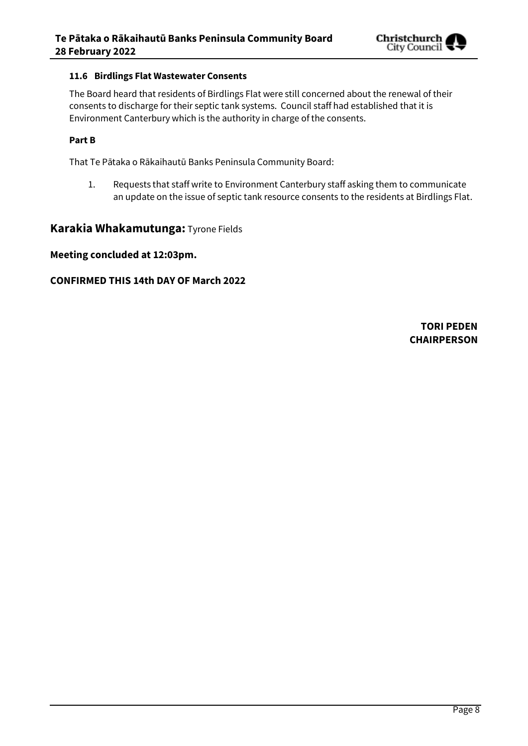### 11.6 Birdlings Flat Wastewater Consents

The Board heard that residents of Birdlings Flat were still concerned about the renewal of their consents to discharge for their septic tank systems. Council staff had established that it is Environment Canterbury which is the authority in charge of the consents.

**Part B**

That Te Pātaka o Rākaihautū Banks Peninsula Community Board:

1. Requests that staff write to Environment Canterbury staff asking them to communicate an update on the issue of septic tank resource consents to the residents at Birdlings Flat.

## Karakia Whakamutunga: Tyrone Fields

**Meeting concluded at 12:03pm.**

**CONFIRMED THIS 14th DAY OF March 2022**

**TORI PEDEN**
**CHAIRPERSON**